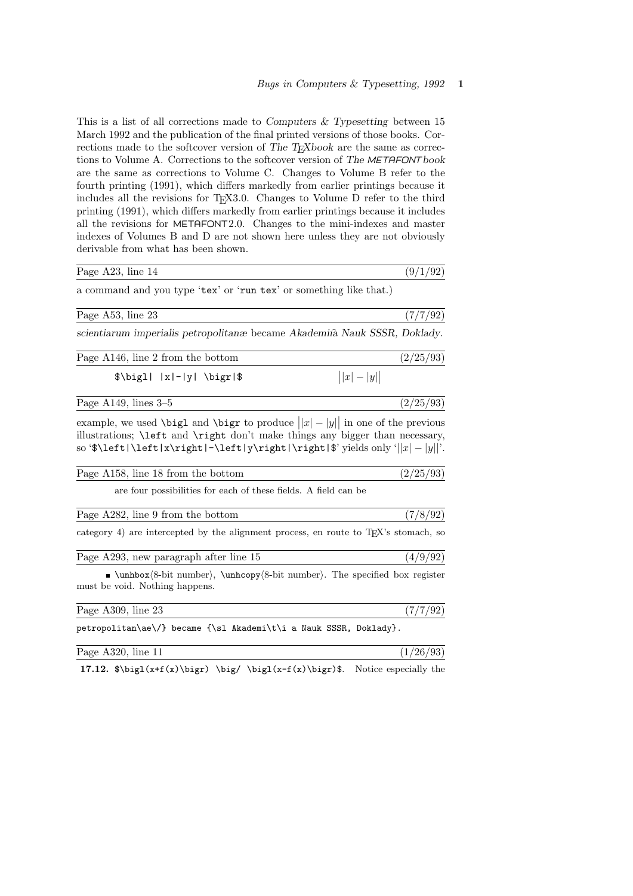This is a list of all corrections made to *Computers & Typesetting* between 15 March 1992 and the publication of the final printed versions of those books. Corrections made to the softcover version of *The TEXbook* are the same as corrections to Volume A. Corrections to the softcover version of *The METAFONTbook* are the same as corrections to Volume C. Changes to Volume B refer to the fourth printing (1991), which differs markedly from earlier printings because it includes all the revisions for TEX3.0. Changes to Volume D refer to the third printing (1991), which differs markedly from earlier printings because it includes all the revisions for METAFONT2.0. Changes to the mini-indexes and master indexes of Volumes B and D are not shown here unless they are not obviously derivable from what has been shown.

---

Page A23, line 14 (9/1/92)

a command and you type '`tex`' or '`run tex`' or something like that.)

---

Page A53, line 23 (7/7/92)

*scientiarum imperialis petropolitanæ* became *Akademii͡a Nauk SSSR, Doklady*.

---

Page A146, line 2 from the bottom (2/25/93)

`$\bigl| |x|-|y| \bigr|$` $\bigl| |x|-|y| \bigr|$

---

Page A149, lines 3–5 (2/25/93)

example, we used `\bigl` and `\bigr` to produce $\bigl||x|-|y|\bigr|$ in one of the previous illustrations; `\left` and `\right` don't make things any bigger than necessary, so '`$\left|\left|x\right|-\left|y\right|\right|$`' yields only '$\left|\left|x\right|-\left|y\right|\right|$'.

---

Page A158, line 18 from the bottom (2/25/93)

are four possibilities for each of these fields. A field can be

---

Page A282, line 9 from the bottom (7/8/92)

category 4) are intercepted by the alignment process, en route to TEX's stomach, so

---

Page A293, new paragraph after line 15 (4/9/92)

■ `\unhbox`⟨8-bit number⟩, `\unhcopy`⟨8-bit number⟩. The specified box register must be void. Nothing happens.

---

Page A309, line 23 (7/7/92)

`petropolitan\ae\/} became {\sl Akademi\t\i a Nauk SSSR, Doklady}.`

---

Page A320, line 11 (1/26/93)

**17.12.** `$\bigl(x+f(x)\bigr) \big/ \bigl(x-f(x)\bigr)$`. Notice especially the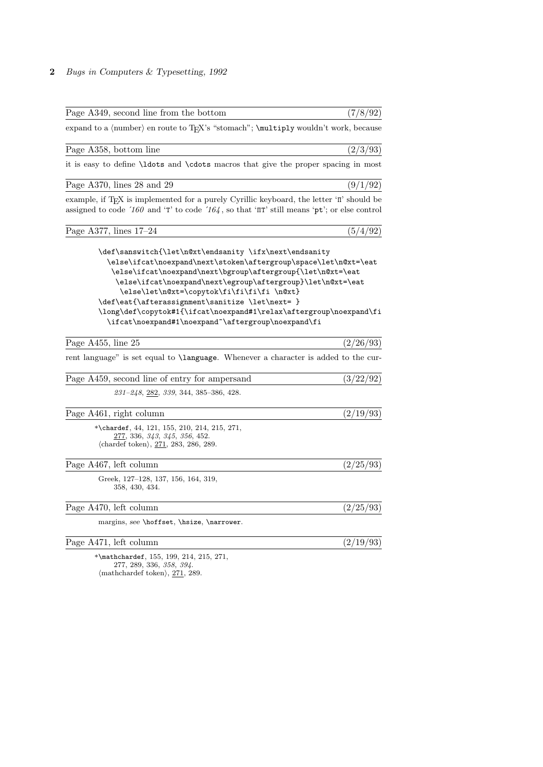Page A349, second line from the bottom (7/8/92)

expand to a ⟨number⟩ en route to TEX's "stomach"; `\multiply` wouldn't work, because

Page A358, bottom line (2/3/93)

it is easy to define `\ldots` and `\cdots` macros that give the proper spacing in most

Page A370, lines 28 and 29 (9/1/92)

example, if TEX is implemented for a purely Cyrillic keyboard, the letter 'п' should be assigned to code *'160* and 'т' to code *'164*, so that 'пт' still means 'pt'; or else control

Page A377, lines 17–24 (5/4/92)

```
\def\sanswitch{\let\n@xt\endsanity \ifx\next\endsanity
  \else\ifcat\noexpand\next\stoken\aftergroup\space\let\n@xt=\eat
   \else\ifcat\noexpand\next\bgroup\aftergroup{\let\n@xt=\eat
    \else\ifcat\noexpand\next\egroup\aftergroup}\let\n@xt=\eat
     \else\let\n@xt=\copytok\fi\fi\fi\fi \n@xt}
\def\eat{\afterassignment\sanitize \let\next= }
\long\def\copytok#1{\ifcat\noexpand#1\relax\aftergroup\noexpand\fi
  \ifcat\noexpand#1\noexpand~\aftergroup\noexpand\fi
```

Page A455, line 25 (2/26/93)

rent language" is set equal to `\language`. Whenever a character is added to the cur-

Page A459, second line of entry for ampersand (3/22/92)

*231–248*, 282, *339*, 344, 385–386, 428.

Page A461, right column (2/19/93)

*`\chardef`, 44, 121, 155, 210, 214, 215, 271, 277, 336, *343*, *345*, *356*, 452.
⟨chardef token⟩, 271, 283, 286, 289.

Page A467, left column (2/25/93)

Greek, 127–128, 137, 156, 164, 319, 358, 430, 434.

Page A470, left column (2/25/93)

margins, *see* `\hoffset`, `\hsize`, `\narrower`.

Page A471, left column (2/19/93)

*`\mathchardef`, 155, 199, 214, 215, 271, 277, 289, 336, *358*, *394*.
⟨mathchardef token⟩, 271, 289.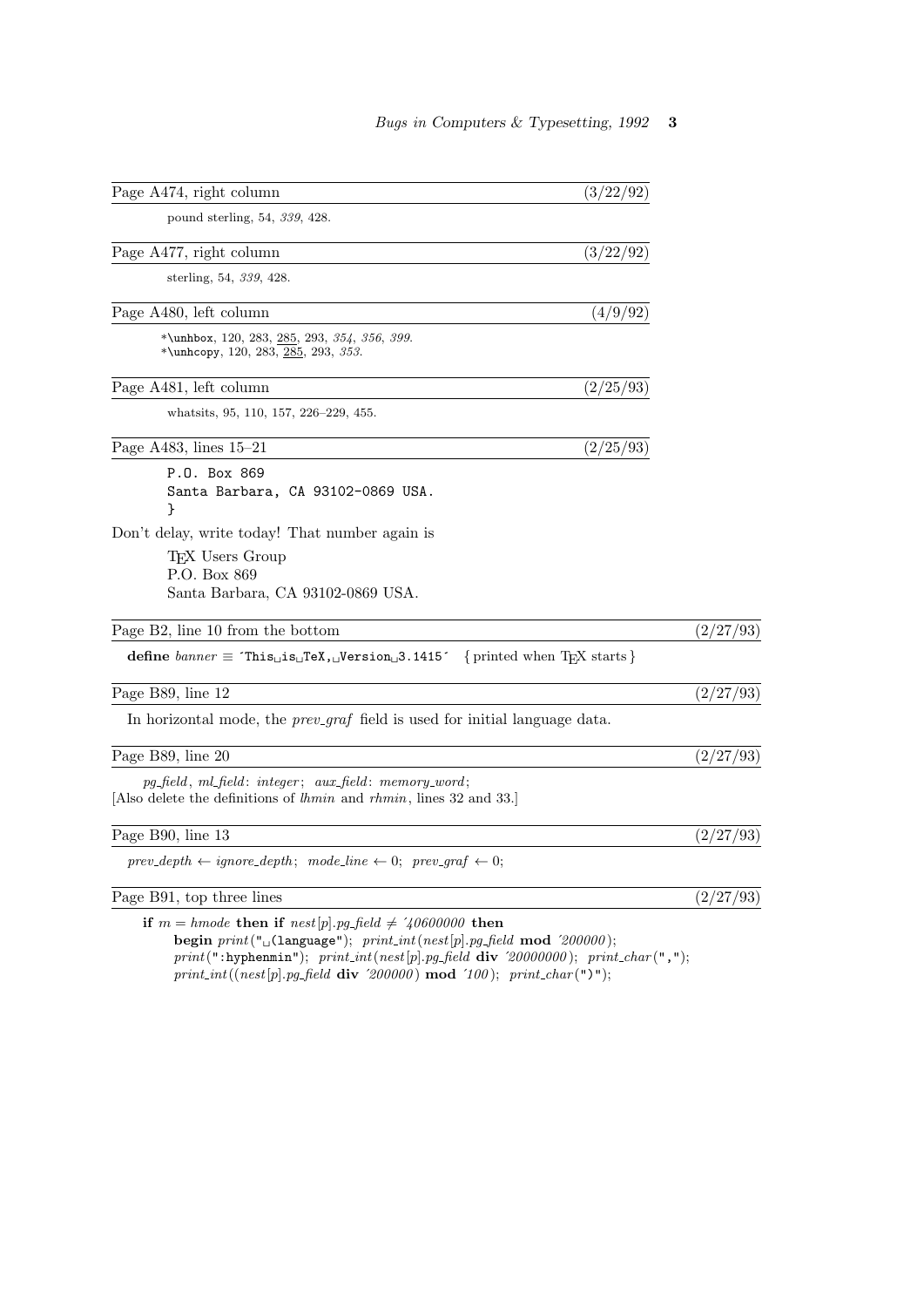**Page A474, right column** (3/22/92)

pound sterling, 54, *339*, 428.

**Page A477, right column** (3/22/92)

sterling, 54, *339*, 428.

**Page A480, left column** (4/9/92)

*`\unhbox`, 120, 283, 285, 293, *354*, *356*, *399*.
*`\unhcopy`, 120, 283, 285, 293, *353*.

**Page A481, left column** (2/25/93)

whatsits, 95, 110, 157, 226–229, 455.

**Page A483, lines 15–21** (2/25/93)

```
P.O. Box 869
Santa Barbara, CA 93102-0869 USA.
}
```

Don't delay, write today! That number again is

TEX Users Group
P.O. Box 869
Santa Barbara, CA 93102-0869 USA.

**Page B2, line 10 from the bottom** (2/27/93)

**define** *banner* ≡ `´This␣is␣TeX,␣Version␣3.1415´` { printed when TEX starts }

**Page B89, line 12** (2/27/93)

In horizontal mode, the *prev_graf* field is used for initial language data.

**Page B89, line 20** (2/27/93)

*pg_field*, *ml_field*: *integer*; *aux_field*: *memory_word*;
[Also delete the definitions of *lhmin* and *rhmin*, lines 32 and 33.]

**Page B90, line 13** (2/27/93)

*prev_depth* ← *ignore_depth*; *mode_line* ← 0; *prev_graf* ← 0;

**Page B91, top three lines** (2/27/93)

**if** $m = hmode$ **then if** $nest[p].pg\_field \neq$ ´*40600000* **then**
  **begin** *print*(`"␣(language"`); *print_int*(*nest*[*p*].*pg_field* **mod** ´*200000*);
  *print*(`":hyphenmin"`); *print_int*(*nest*[*p*].*pg_field* **div** ´*20000000*); *print_char*(`","`);
  *print_int*((*nest*[*p*].*pg_field* **div** ´*200000*) **mod** ´*100*); *print_char*(`")"`);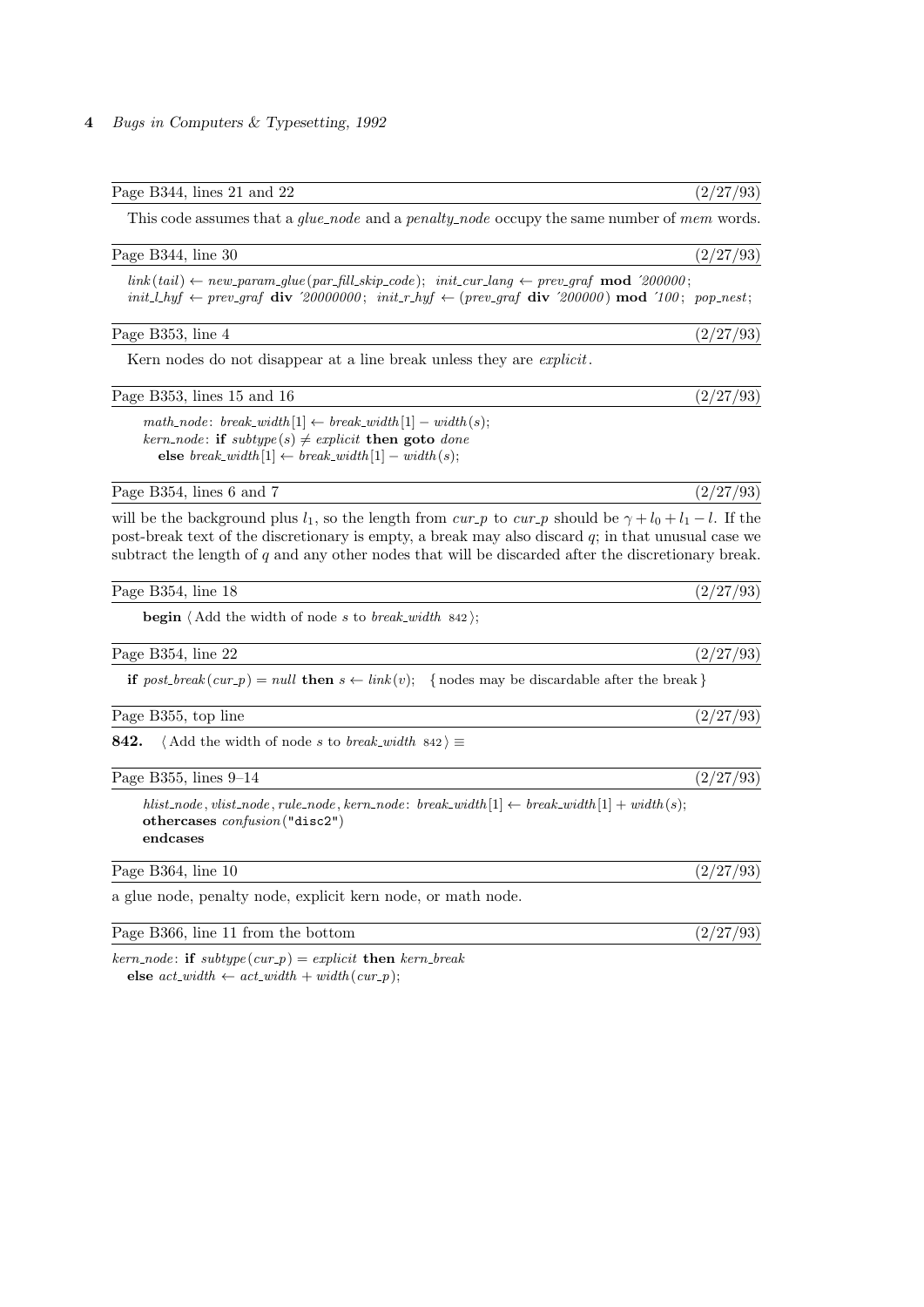Page B344, lines 21 and 22 (2/27/93)

This code assumes that a *glue_node* and a *penalty_node* occupy the same number of *mem* words.

Page B344, line 30 (2/27/93)

*link*(*tail*) ← *new_param_glue*(*par_fill_skip_code*); *init_cur_lang* ← *prev_graf* **mod** ´*200000*;
*init_l_hyf* ← *prev_graf* **div** ´*20000000*; *init_r_hyf* ← (*prev_graf* **div** ´*200000*) **mod** ´*100*; *pop_nest*;

Page B353, line 4 (2/27/93)

Kern nodes do not disappear at a line break unless they are *explicit*.

Page B353, lines 15 and 16 (2/27/93)

*math_node*: *break_width*[1] ← *break_width*[1] − *width*(*s*);
*kern_node*: **if** *subtype*(*s*) ≠ *explicit* **then goto** *done*
  **else** *break_width*[1] ← *break_width*[1] − *width*(*s*);

Page B354, lines 6 and 7 (2/27/93)

will be the background plus $l_1$, so the length from *cur_p* to *cur_p* should be $\gamma + l_0 + l_1 - l$. If the post-break text of the discretionary is empty, a break may also discard $q$; in that unusual case we subtract the length of $q$ and any other nodes that will be discarded after the discretionary break.

Page B354, line 18 (2/27/93)

**begin** ⟨Add the width of node *s* to *break_width* 842⟩;

Page B354, line 22 (2/27/93)

**if** *post_break*(*cur_p*) = *null* **then** *s* ← *link*(*v*); {nodes may be discardable after the break}

Page B355, top line (2/27/93)

**842.** ⟨Add the width of node *s* to *break_width* 842⟩ ≡

Page B355, lines 9–14 (2/27/93)

*hlist_node*, *vlist_node*, *rule_node*, *kern_node*: *break_width*[1] ← *break_width*[1] + *width*(*s*);
**othercases** *confusion*("disc2")
**endcases**

Page B364, line 10 (2/27/93)

a glue node, penalty node, explicit kern node, or math node.

Page B366, line 11 from the bottom (2/27/93)

*kern_node*: **if** *subtype*(*cur_p*) = *explicit* **then** *kern_break*
  **else** *act_width* ← *act_width* + *width*(*cur_p*);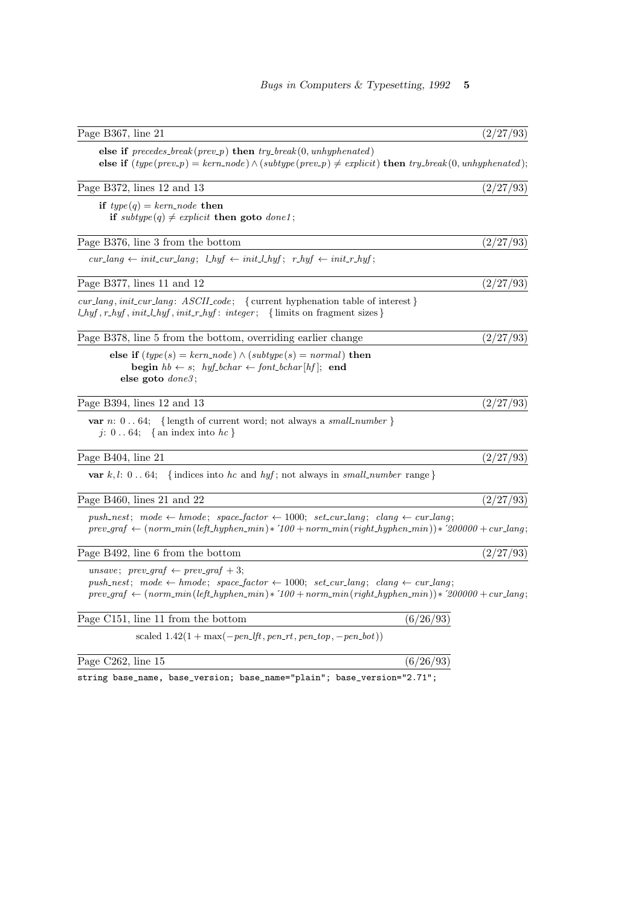Page B367, line 21 (2/27/93)

**else if** $precedes\_break(prev\_p)$ **then** $try\_break(0, unhyphenated)$
**else if** $(type(prev\_p) = kern\_node) \land (subtype(prev\_p) \neq explicit)$ **then** $try\_break(0, unhyphenated)$;

Page B372, lines 12 and 13 (2/27/93)

**if** $type(q) = kern\_node$ **then**
  **if** $subtype(q) \neq explicit$ **then goto** *done1*;

Page B376, line 3 from the bottom (2/27/93)

$cur\_lang \leftarrow init\_cur\_lang$; $l\_hyf \leftarrow init\_l\_hyf$; $r\_hyf \leftarrow init\_r\_hyf$;

Page B377, lines 11 and 12 (2/27/93)

*cur_lang*, *init_cur_lang*: *ASCII_code*; { current hyphenation table of interest }
*l_hyf*, *r_hyf*, *init_l_hyf*, *init_r_hyf*: *integer*; { limits on fragment sizes }

Page B378, line 5 from the bottom, overriding earlier change (2/27/93)

**else if** $(type(s) = kern\_node) \land (subtype(s) = normal)$ **then**
  **begin** $hb \leftarrow s$; $hyf\_bchar \leftarrow font\_bchar[hf]$; **end**
 **else goto** *done3*;

Page B394, lines 12 and 13 (2/27/93)

**var** $n$: 0 . . 64; { length of current word; not always a *small_number* }
 $j$: 0 . . 64; { an index into *hc* }

Page B404, line 21 (2/27/93)

**var** $k, l$: 0 . . 64; { indices into *hc* and *hyf*; not always in *small_number* range }

Page B460, lines 21 and 22 (2/27/93)

*push_nest*; $mode \leftarrow hmode$; $space\_factor \leftarrow 1000$; *set_cur_lang*; $clang \leftarrow cur\_lang$;
$prev\_graf \leftarrow (norm\_min(left\_hyphen\_min) * '100 + norm\_min(right\_hyphen\_min)) * '200000 + cur\_lang$;

Page B492, line 6 from the bottom (2/27/93)

*unsave*; $prev\_graf \leftarrow prev\_graf + 3$;
*push_nest*; $mode \leftarrow hmode$; $space\_factor \leftarrow 1000$; *set_cur_lang*; $clang \leftarrow cur\_lang$;
$prev\_graf \leftarrow (norm\_min(left\_hyphen\_min) * '100 + norm\_min(right\_hyphen\_min)) * '200000 + cur\_lang$;

Page C151, line 11 from the bottom (6/26/93)

scaled $1.42(1 + \max(-pen\_lft, pen\_rt, pen\_top, -pen\_bot))$

Page C262, line 15 (6/26/93)

```
string base_name, base_version; base_name="plain"; base_version="2.71";
```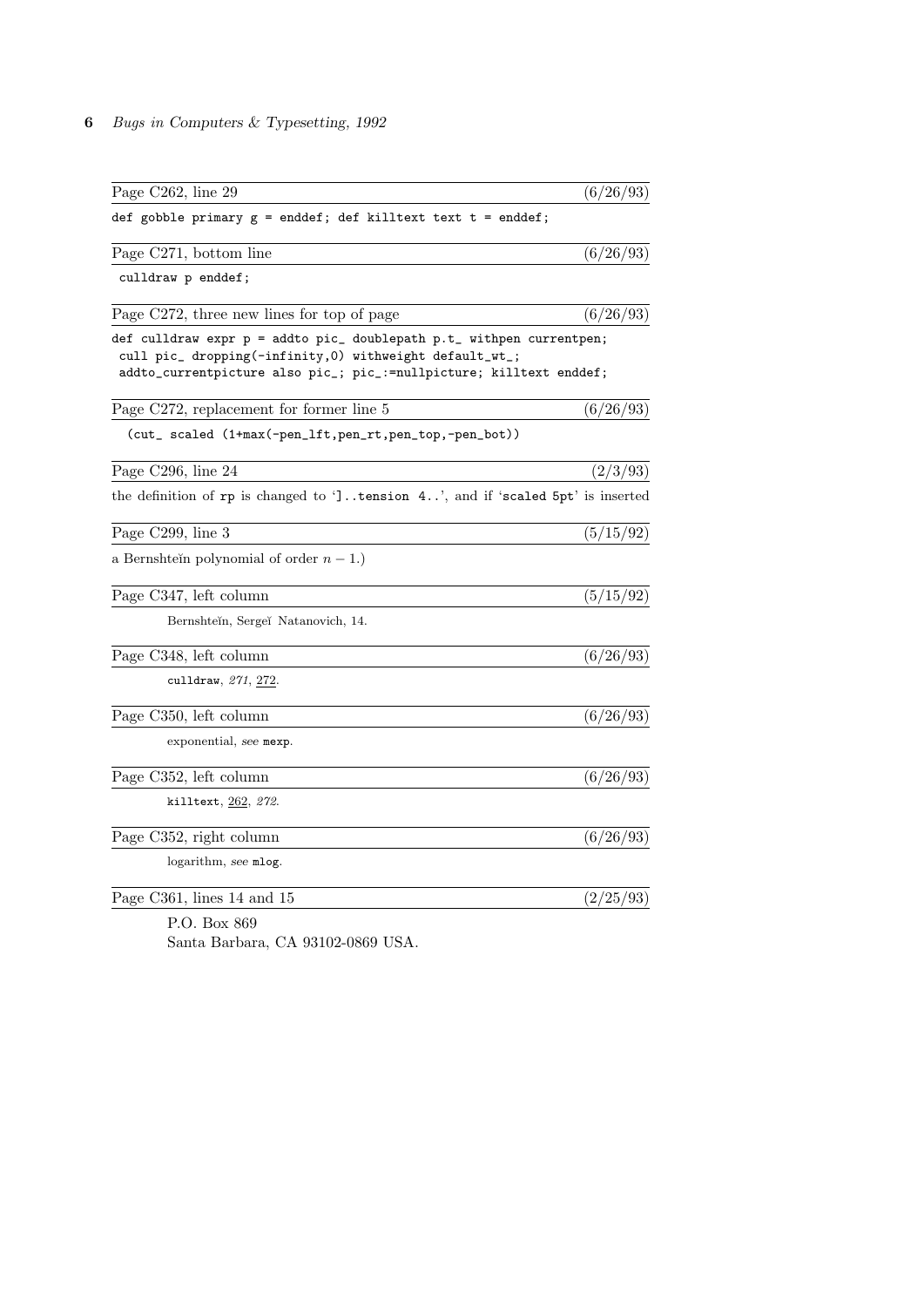Page C262, line 29 (6/26/93)

```
def gobble primary g = enddef; def killtext text t = enddef;
```

Page C271, bottom line (6/26/93)

```
 culldraw p enddef;
```

Page C272, three new lines for top of page (6/26/93)

```
def culldraw expr p = addto pic_ doublepath p.t_ withpen currentpen;
 cull pic_ dropping(-infinity,0) withweight default_wt_;
 addto_currentpicture also pic_; pic_:=nullpicture; killtext enddef;
```

Page C272, replacement for former line 5 (6/26/93)

```
  (cut_ scaled (1+max(-pen_lft,pen_rt,pen_top,-pen_bot))
```

Page C296, line 24 (2/3/93)

the definition of `rp` is changed to '`]..tension 4..`', and if '`scaled 5pt`' is inserted

Page C299, line 3 (5/15/92)

a Bernshteĭn polynomial of order $n-1$.)

Page C347, left column (5/15/92)

Bernshteĭn, Sergeĭ Natanovich, 14.

Page C348, left column (6/26/93)

`culldraw`, *271*, <u>272</u>.

Page C350, left column (6/26/93)

exponential, *see* `mexp`.

Page C352, left column (6/26/93)

`killtext`, <u>262</u>, *272*.

Page C352, right column (6/26/93)

logarithm, *see* `mlog`.

Page C361, lines 14 and 15 (2/25/93)

P.O. Box 869
Santa Barbara, CA 93102-0869 USA.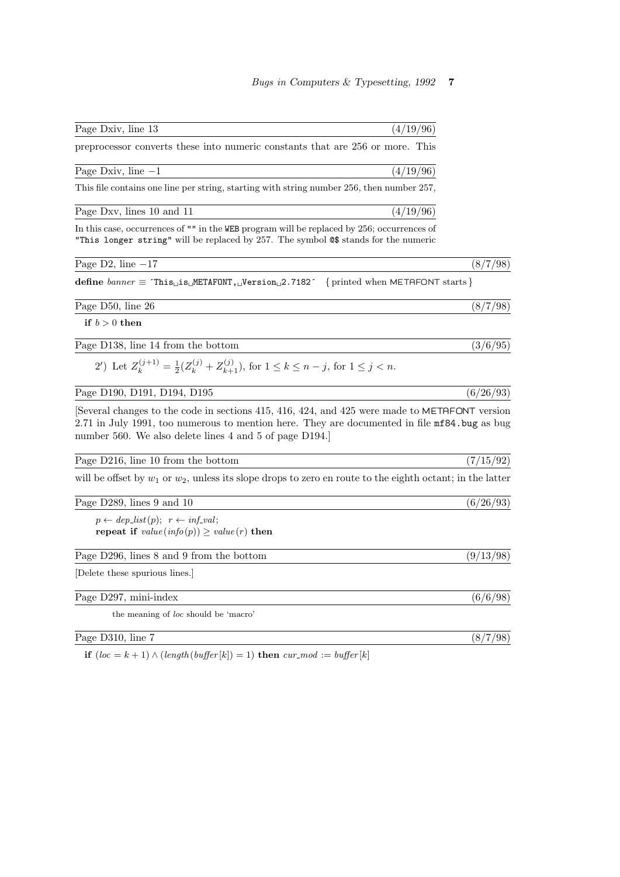Page Dxiv, line 13 (4/19/96)

preprocessor converts these into numeric constants that are 256 or more. This

Page Dxiv, line −1 (4/19/96)

This file contains one line per string, starting with string number 256, then number 257,

Page Dxv, lines 10 and 11 (4/19/96)

In this case, occurrences of `""` in the `WEB` program will be replaced by 256; occurrences of `"This longer string"` will be replaced by 257. The symbol `@$` stands for the numeric

Page D2, line −17 (8/7/98)

**define** *banner* ≡ `'This␣is␣METAFONT,␣Version␣2.7182'` { printed when METAFONT starts }

Page D50, line 26 (8/7/98)

**if** $b > 0$ **then**

Page D138, line 14 from the bottom (3/6/95)

2′) Let $Z_k^{(j+1)} = \frac{1}{2}(Z_k^{(j)} + Z_{k+1}^{(j)})$, for $1 \le k \le n - j$, for $1 \le j < n$.

Page D190, D191, D194, D195 (6/26/93)

[Several changes to the code in sections 415, 416, 424, and 425 were made to METAFONT version 2.71 in July 1991, too numerous to mention here. They are documented in file `mf84.bug` as bug number 560. We also delete lines 4 and 5 of page D194.]

Page D216, line 10 from the bottom (7/15/92)

will be offset by $w_1$ or $w_2$, unless its slope drops to zero en route to the eighth octant; in the latter

Page D289, lines 9 and 10 (6/26/93)

$p \leftarrow$ *dep_list*$(p)$; $r \leftarrow$ *inf_val*;
**repeat if** *value*(*info*$(p)$) $\ge$ *value*$(r)$ **then**

Page D296, lines 8 and 9 from the bottom (9/13/98)

[Delete these spurious lines.]

Page D297, mini-index (6/6/98)

the meaning of *loc* should be 'macro'

Page D310, line 7 (8/7/98)

**if** $(loc = k + 1) \land (length(buffer[k]) = 1)$ **then** $cur\_mod := buffer[k]$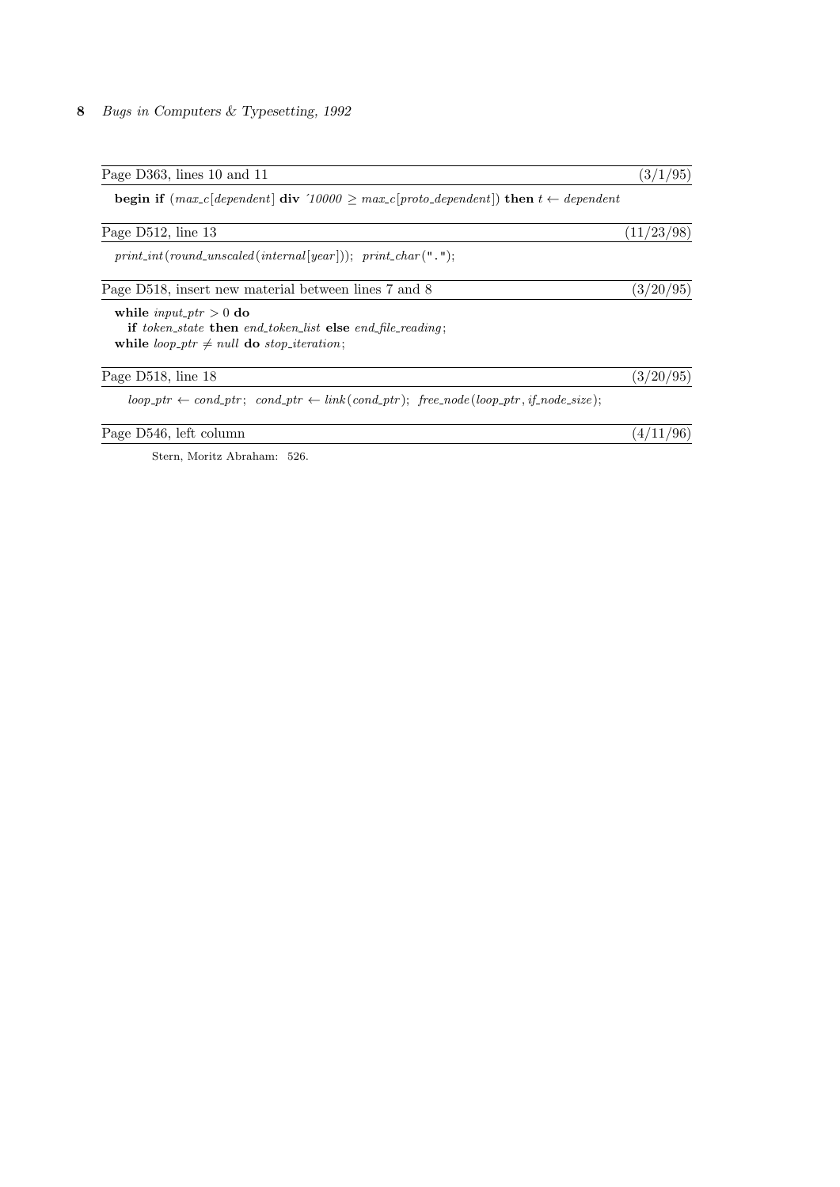Page D363, lines 10 and 11 (3/1/95)

**begin if** ($max\_c[dependent]$ **div** '10000 $\geq max\_c[proto\_dependent]$) **then** $t \leftarrow dependent$

Page D512, line 13 (11/23/98)

$print\_int(round\_unscaled(internal[year]))$; $print\_char(".")$;

Page D518, insert new material between lines 7 and 8 (3/20/95)

**while** $input\_ptr > 0$ **do**
  **if** $token\_state$ **then** $end\_token\_list$ **else** $end\_file\_reading$;
**while** $loop\_ptr \neq null$ **do** $stop\_iteration$;

Page D518, line 18 (3/20/95)

$loop\_ptr \leftarrow cond\_ptr$; $cond\_ptr \leftarrow link(cond\_ptr)$; $free\_node(loop\_ptr, if\_node\_size)$;

Page D546, left column (4/11/96)

Stern, Moritz Abraham: 526.